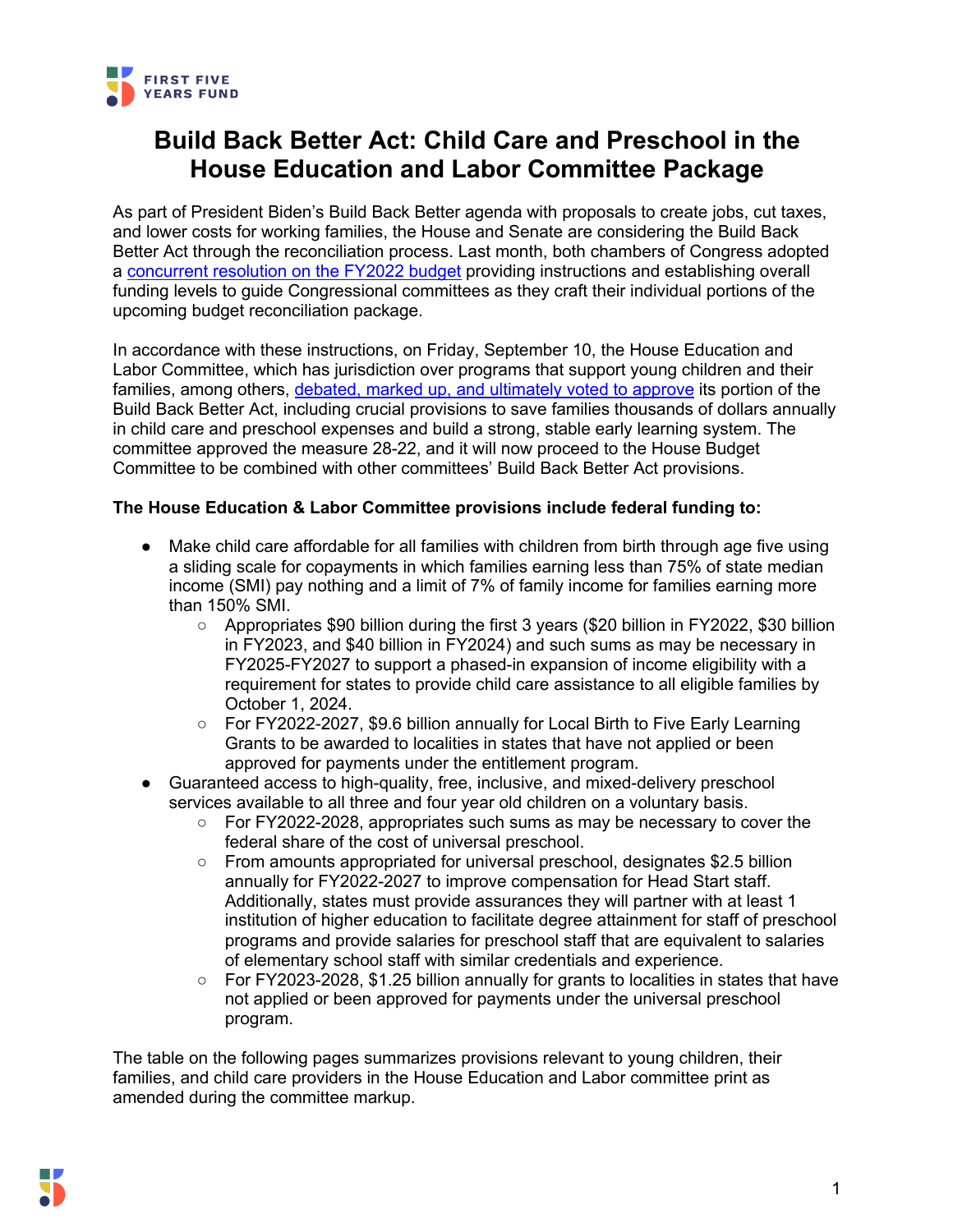FIRST FIVE YEARS FUND

# Build Back Better Act: Child Care and Preschool in the House Education and Labor Committee Package

As part of President Biden's Build Back Better agenda with proposals to create jobs, cut taxes, and lower costs for working families, the House and Senate are considering the Build Back Better Act through the reconciliation process. Last month, both chambers of Congress adopted a concurrent resolution on the FY2022 budget providing instructions and establishing overall funding levels to guide Congressional committees as they craft their individual portions of the upcoming budget reconciliation package.

In accordance with these instructions, on Friday, September 10, the House Education and Labor Committee, which has jurisdiction over programs that support young children and their families, among others, debated, marked up, and ultimately voted to approve its portion of the Build Back Better Act, including crucial provisions to save families thousands of dollars annually in child care and preschool expenses and build a strong, stable early learning system. The committee approved the measure 28-22, and it will now proceed to the House Budget Committee to be combined with other committees' Build Back Better Act provisions.

**The House Education & Labor Committee provisions include federal funding to:**

- Make child care affordable for all families with children from birth through age five using a sliding scale for copayments in which families earning less than 75% of state median income (SMI) pay nothing and a limit of 7% of family income for families earning more than 150% SMI.
    - Appropriates $90 billion during the first 3 years ($20 billion in FY2022, $30 billion in FY2023, and $40 billion in FY2024) and such sums as may be necessary in FY2025-FY2027 to support a phased-in expansion of income eligibility with a requirement for states to provide child care assistance to all eligible families by October 1, 2024.
    - For FY2022-2027, $9.6 billion annually for Local Birth to Five Early Learning Grants to be awarded to localities in states that have not applied or been approved for payments under the entitlement program.
- Guaranteed access to high-quality, free, inclusive, and mixed-delivery preschool services available to all three and four year old children on a voluntary basis.
    - For FY2022-2028, appropriates such sums as may be necessary to cover the federal share of the cost of universal preschool.
    - From amounts appropriated for universal preschool, designates $2.5 billion annually for FY2022-2027 to improve compensation for Head Start staff. Additionally, states must provide assurances they will partner with at least 1 institution of higher education to facilitate degree attainment for staff of preschool programs and provide salaries for preschool staff that are equivalent to salaries of elementary school staff with similar credentials and experience.
    - For FY2023-2028, $1.25 billion annually for grants to localities in states that have not applied or been approved for payments under the universal preschool program.

The table on the following pages summarizes provisions relevant to young children, their families, and child care providers in the House Education and Labor committee print as amended during the committee markup.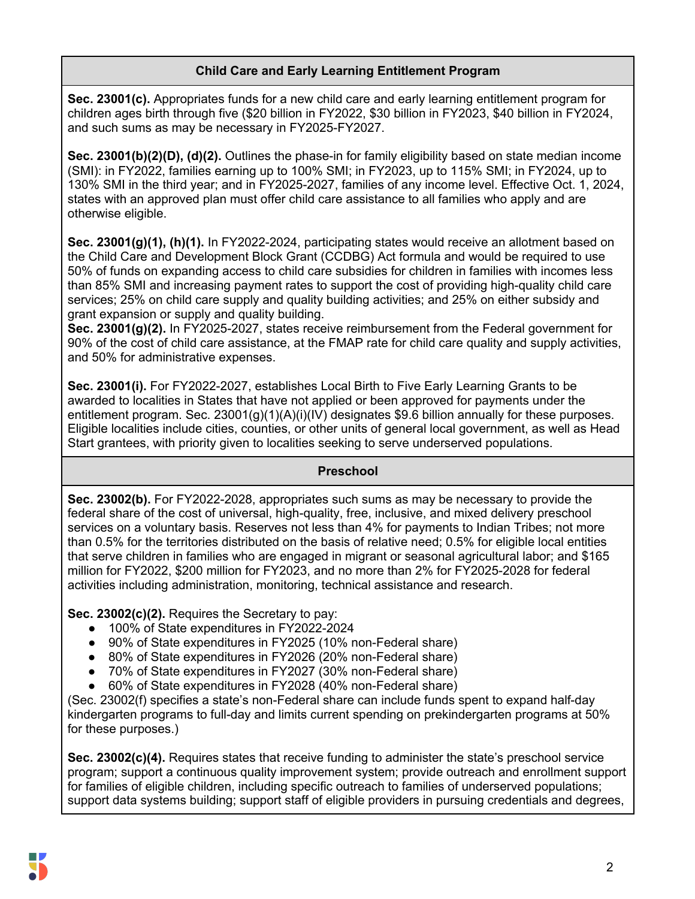## Child Care and Early Learning Entitlement Program

**Sec. 23001(c).** Appropriates funds for a new child care and early learning entitlement program for children ages birth through five ($20 billion in FY2022, $30 billion in FY2023, $40 billion in FY2024, and such sums as may be necessary in FY2025-FY2027.

**Sec. 23001(b)(2)(D), (d)(2).** Outlines the phase-in for family eligibility based on state median income (SMI): in FY2022, families earning up to 100% SMI; in FY2023, up to 115% SMI; in FY2024, up to 130% SMI in the third year; and in FY2025-2027, families of any income level. Effective Oct. 1, 2024, states with an approved plan must offer child care assistance to all families who apply and are otherwise eligible.

**Sec. 23001(g)(1), (h)(1).** In FY2022-2024, participating states would receive an allotment based on the Child Care and Development Block Grant (CCDBG) Act formula and would be required to use 50% of funds on expanding access to child care subsidies for children in families with incomes less than 85% SMI and increasing payment rates to support the cost of providing high-quality child care services; 25% on child care supply and quality building activities; and 25% on either subsidy and grant expansion or supply and quality building.

**Sec. 23001(g)(2).** In FY2025-2027, states receive reimbursement from the Federal government for 90% of the cost of child care assistance, at the FMAP rate for child care quality and supply activities, and 50% for administrative expenses.

**Sec. 23001(i).** For FY2022-2027, establishes Local Birth to Five Early Learning Grants to be awarded to localities in States that have not applied or been approved for payments under the entitlement program. Sec. 23001(g)(1)(A)(i)(IV) designates $9.6 billion annually for these purposes. Eligible localities include cities, counties, or other units of general local government, as well as Head Start grantees, with priority given to localities seeking to serve underserved populations.

## Preschool

**Sec. 23002(b).** For FY2022-2028, appropriates such sums as may be necessary to provide the federal share of the cost of universal, high-quality, free, inclusive, and mixed delivery preschool services on a voluntary basis. Reserves not less than 4% for payments to Indian Tribes; not more than 0.5% for the territories distributed on the basis of relative need; 0.5% for eligible local entities that serve children in families who are engaged in migrant or seasonal agricultural labor; and $165 million for FY2022, $200 million for FY2023, and no more than 2% for FY2025-2028 for federal activities including administration, monitoring, technical assistance and research.

**Sec. 23002(c)(2).** Requires the Secretary to pay:

- 100% of State expenditures in FY2022-2024
- 90% of State expenditures in FY2025 (10% non-Federal share)
- 80% of State expenditures in FY2026 (20% non-Federal share)
- 70% of State expenditures in FY2027 (30% non-Federal share)
- 60% of State expenditures in FY2028 (40% non-Federal share)

(Sec. 23002(f) specifies a state's non-Federal share can include funds spent to expand half-day kindergarten programs to full-day and limits current spending on prekindergarten programs at 50% for these purposes.)

**Sec. 23002(c)(4).** Requires states that receive funding to administer the state's preschool service program; support a continuous quality improvement system; provide outreach and enrollment support for families of eligible children, including specific outreach to families of underserved populations; support data systems building; support staff of eligible providers in pursuing credentials and degrees,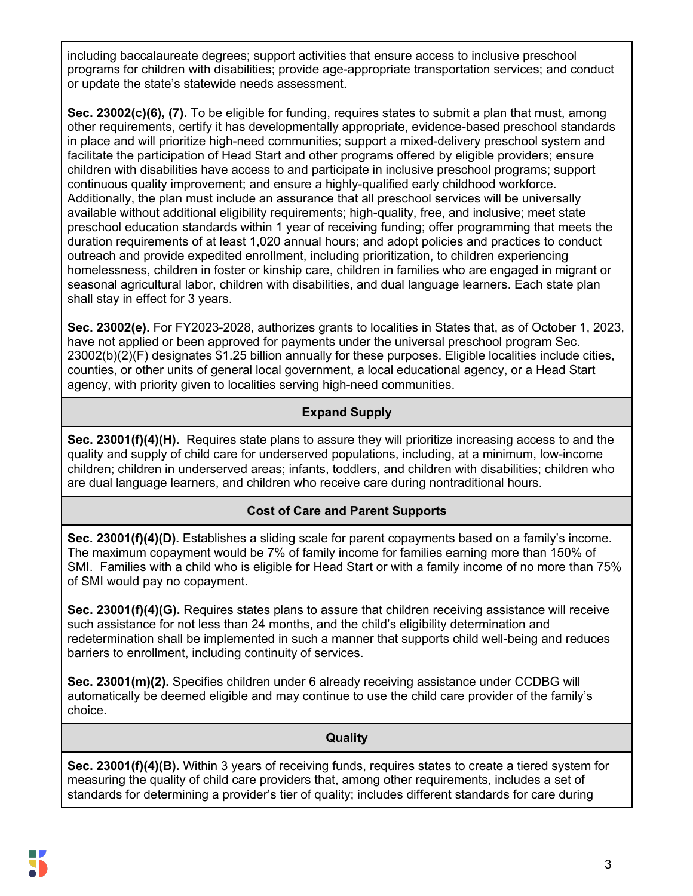including baccalaureate degrees; support activities that ensure access to inclusive preschool programs for children with disabilities; provide age-appropriate transportation services; and conduct or update the state's statewide needs assessment.

**Sec. 23002(c)(6), (7).** To be eligible for funding, requires states to submit a plan that must, among other requirements, certify it has developmentally appropriate, evidence-based preschool standards in place and will prioritize high-need communities; support a mixed-delivery preschool system and facilitate the participation of Head Start and other programs offered by eligible providers; ensure children with disabilities have access to and participate in inclusive preschool programs; support continuous quality improvement; and ensure a highly-qualified early childhood workforce. Additionally, the plan must include an assurance that all preschool services will be universally available without additional eligibility requirements; high-quality, free, and inclusive; meet state preschool education standards within 1 year of receiving funding; offer programming that meets the duration requirements of at least 1,020 annual hours; and adopt policies and practices to conduct outreach and provide expedited enrollment, including prioritization, to children experiencing homelessness, children in foster or kinship care, children in families who are engaged in migrant or seasonal agricultural labor, children with disabilities, and dual language learners. Each state plan shall stay in effect for 3 years.

**Sec. 23002(e).** For FY2023-2028, authorizes grants to localities in States that, as of October 1, 2023, have not applied or been approved for payments under the universal preschool program Sec. 23002(b)(2)(F) designates $1.25 billion annually for these purposes. Eligible localities include cities, counties, or other units of general local government, a local educational agency, or a Head Start agency, with priority given to localities serving high-need communities.

### Expand Supply

**Sec. 23001(f)(4)(H).** Requires state plans to assure they will prioritize increasing access to and the quality and supply of child care for underserved populations, including, at a minimum, low-income children; children in underserved areas; infants, toddlers, and children with disabilities; children who are dual language learners, and children who receive care during nontraditional hours.

### Cost of Care and Parent Supports

**Sec. 23001(f)(4)(D).** Establishes a sliding scale for parent copayments based on a family's income. The maximum copayment would be 7% of family income for families earning more than 150% of SMI. Families with a child who is eligible for Head Start or with a family income of no more than 75% of SMI would pay no copayment.

**Sec. 23001(f)(4)(G).** Requires states plans to assure that children receiving assistance will receive such assistance for not less than 24 months, and the child's eligibility determination and redetermination shall be implemented in such a manner that supports child well-being and reduces barriers to enrollment, including continuity of services.

**Sec. 23001(m)(2).** Specifies children under 6 already receiving assistance under CCDBG will automatically be deemed eligible and may continue to use the child care provider of the family's choice.

### Quality

**Sec. 23001(f)(4)(B).** Within 3 years of receiving funds, requires states to create a tiered system for measuring the quality of child care providers that, among other requirements, includes a set of standards for determining a provider's tier of quality; includes different standards for care during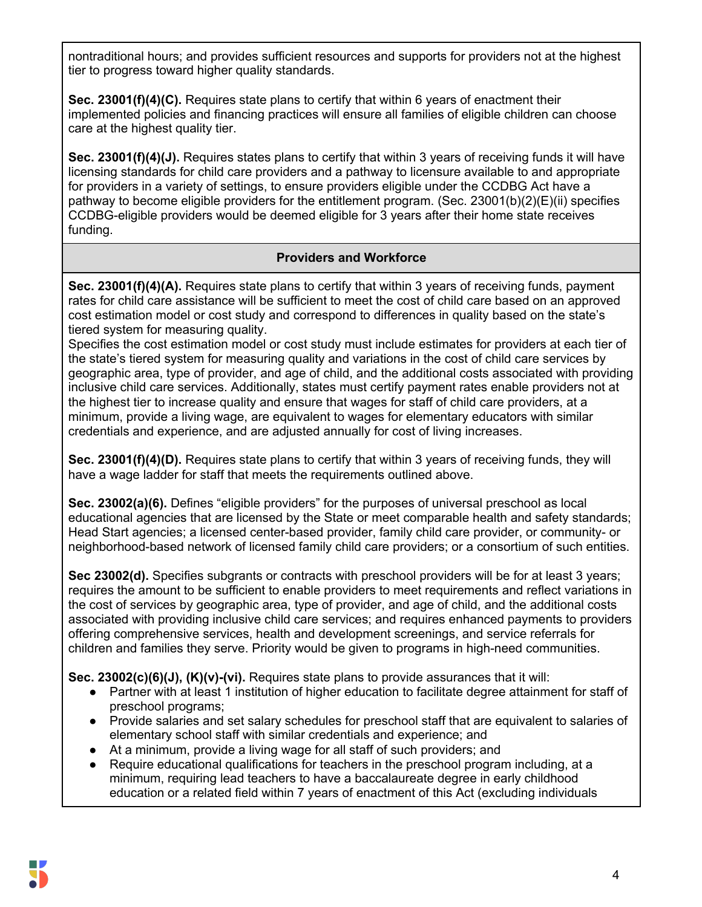nontraditional hours; and provides sufficient resources and supports for providers not at the highest tier to progress toward higher quality standards.

**Sec. 23001(f)(4)(C).** Requires state plans to certify that within 6 years of enactment their implemented policies and financing practices will ensure all families of eligible children can choose care at the highest quality tier.

**Sec. 23001(f)(4)(J).** Requires states plans to certify that within 3 years of receiving funds it will have licensing standards for child care providers and a pathway to licensure available to and appropriate for providers in a variety of settings, to ensure providers eligible under the CCDBG Act have a pathway to become eligible providers for the entitlement program. (Sec. 23001(b)(2)(E)(ii) specifies CCDBG-eligible providers would be deemed eligible for 3 years after their home state receives funding.

### Providers and Workforce

**Sec. 23001(f)(4)(A).** Requires state plans to certify that within 3 years of receiving funds, payment rates for child care assistance will be sufficient to meet the cost of child care based on an approved cost estimation model or cost study and correspond to differences in quality based on the state's tiered system for measuring quality.
Specifies the cost estimation model or cost study must include estimates for providers at each tier of the state's tiered system for measuring quality and variations in the cost of child care services by geographic area, type of provider, and age of child, and the additional costs associated with providing inclusive child care services. Additionally, states must certify payment rates enable providers not at the highest tier to increase quality and ensure that wages for staff of child care providers, at a minimum, provide a living wage, are equivalent to wages for elementary educators with similar credentials and experience, and are adjusted annually for cost of living increases.

**Sec. 23001(f)(4)(D).** Requires state plans to certify that within 3 years of receiving funds, they will have a wage ladder for staff that meets the requirements outlined above.

**Sec. 23002(a)(6).** Defines "eligible providers" for the purposes of universal preschool as local educational agencies that are licensed by the State or meet comparable health and safety standards; Head Start agencies; a licensed center-based provider, family child care provider, or community- or neighborhood-based network of licensed family child care providers; or a consortium of such entities.

**Sec 23002(d).** Specifies subgrants or contracts with preschool providers will be for at least 3 years; requires the amount to be sufficient to enable providers to meet requirements and reflect variations in the cost of services by geographic area, type of provider, and age of child, and the additional costs associated with providing inclusive child care services; and requires enhanced payments to providers offering comprehensive services, health and development screenings, and service referrals for children and families they serve. Priority would be given to programs in high-need communities.

**Sec. 23002(c)(6)(J), (K)(v)-(vi).** Requires state plans to provide assurances that it will:

- Partner with at least 1 institution of higher education to facilitate degree attainment for staff of preschool programs;
- Provide salaries and set salary schedules for preschool staff that are equivalent to salaries of elementary school staff with similar credentials and experience; and
- At a minimum, provide a living wage for all staff of such providers; and
- Require educational qualifications for teachers in the preschool program including, at a minimum, requiring lead teachers to have a baccalaureate degree in early childhood education or a related field within 7 years of enactment of this Act (excluding individuals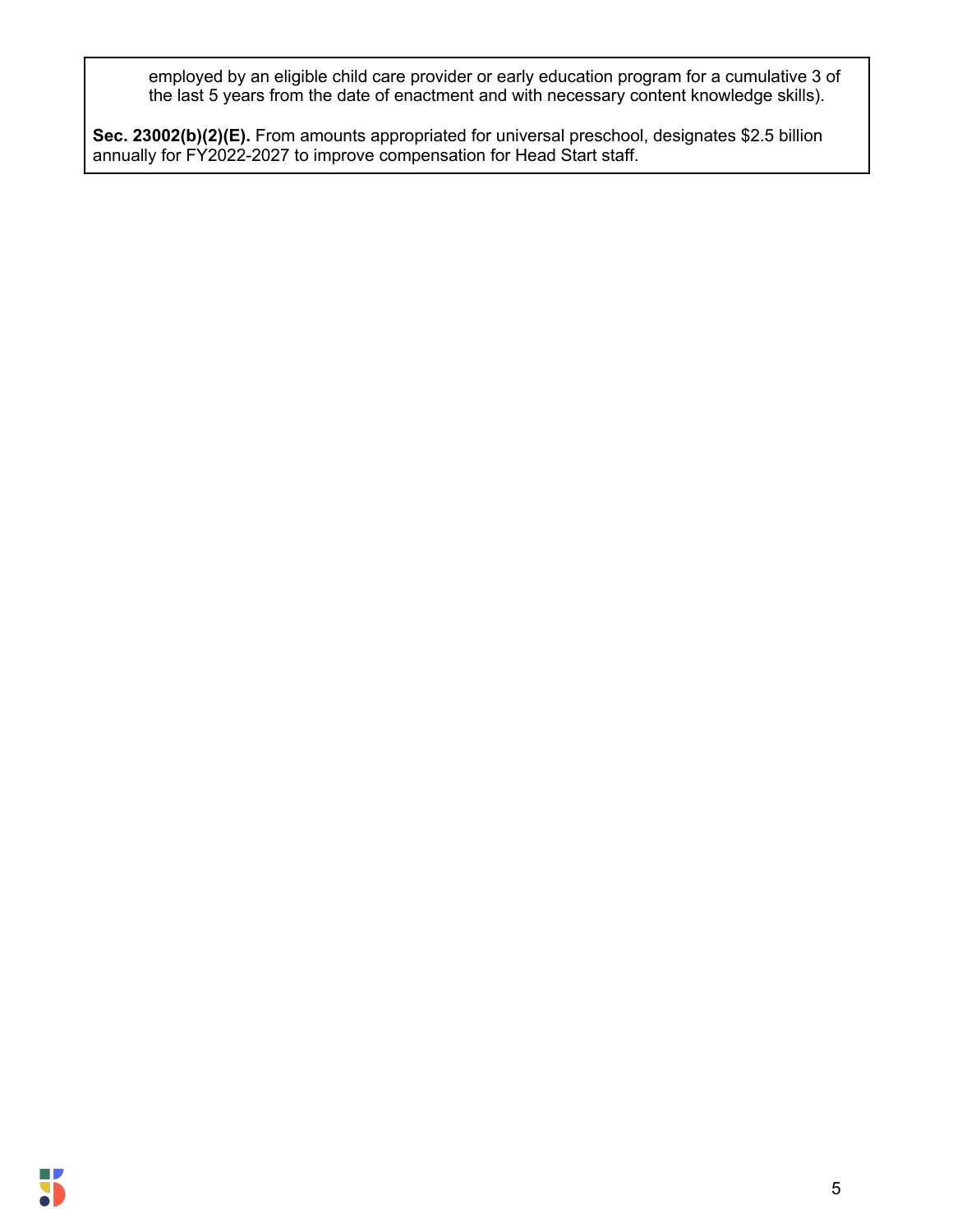employed by an eligible child care provider or early education program for a cumulative 3 of the last 5 years from the date of enactment and with necessary content knowledge skills).

**Sec. 23002(b)(2)(E).** From amounts appropriated for universal preschool, designates $2.5 billion annually for FY2022-2027 to improve compensation for Head Start staff.